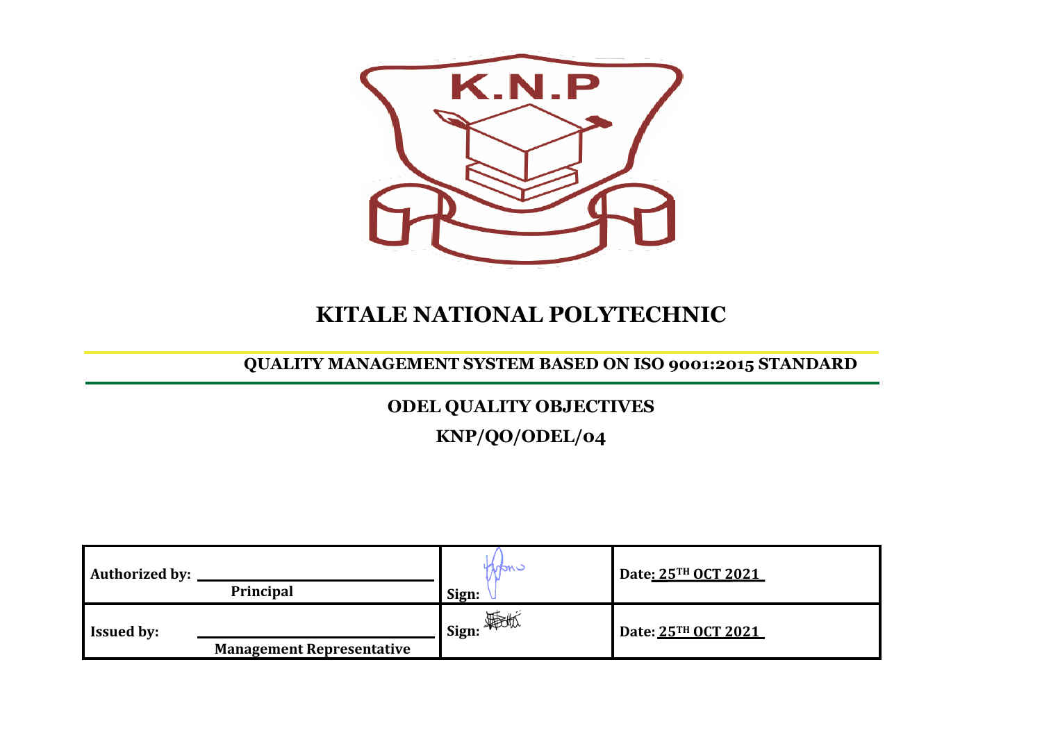# KITALE NATIONAL POLYTECHNIC

## QUALITY MANAGEMENT SYSTEM BASED ON ISO 9001:2015 STANDARD

## ODEL QUALITY OBJECTIVES

## KNP/QO/ODEL/04

| Authorized by: Principal | Sign: | Date: 25TH OCT 2021 |
|---|---|---|
| Issued by: Management Representative | Sign: | Date: 25TH OCT 2021 |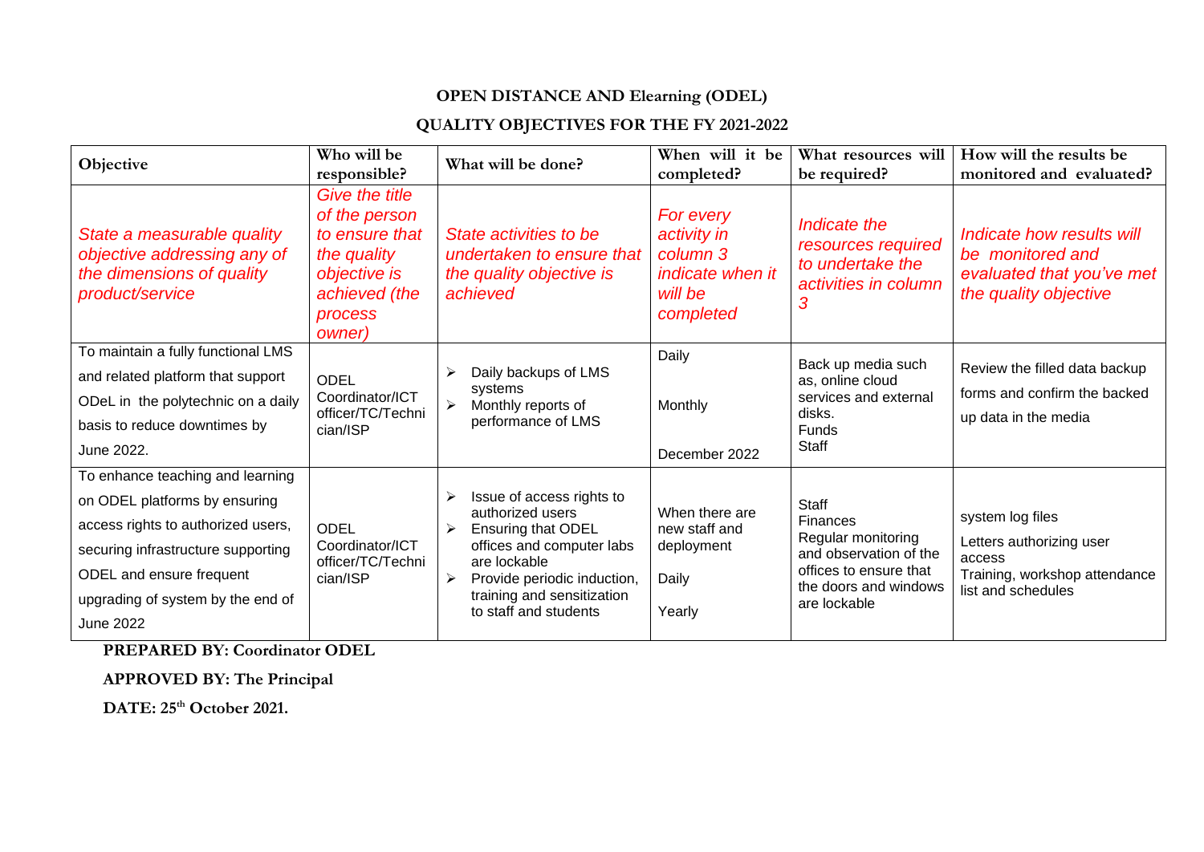**OPEN DISTANCE AND Elearning (ODEL)**

**QUALITY OBJECTIVES FOR THE FY 2021-2022**

| Objective | Who will be responsible? | What will be done? | When will it be completed? | What resources will be required? | How will the results be monitored and evaluated? |
|---|---|---|---|---|---|
| *State a measurable quality objective addressing any of the dimensions of quality product/service* | *Give the title of the person to ensure that the quality objective is achieved (the process owner)* | *State activities to be undertaken to ensure that the quality objective is achieved* | *For every activity in column 3 indicate when it will be completed* | *Indicate the resources required to undertake the activities in column 3* | *Indicate how results will be monitored and evaluated that you've met the quality objective* |
| To maintain a fully functional LMS and related platform that support ODeL in the polytechnic on a daily basis to reduce downtimes by June 2022. | ODEL Coordinator/ICT officer/TC/Technician/ISP | ➢ Daily backups of LMS systems<br>➢ Monthly reports of performance of LMS | Daily<br>Monthly<br>December 2022 | Back up media such as, online cloud services and external disks.<br>Funds<br>Staff | Review the filled data backup forms and confirm the backed up data in the media |
| To enhance teaching and learning on ODEL platforms by ensuring access rights to authorized users, securing infrastructure supporting ODEL and ensure frequent upgrading of system by the end of June 2022 | ODEL Coordinator/ICT officer/TC/Technician/ISP | ➢ Issue of access rights to authorized users<br>➢ Ensuring that ODEL offices and computer labs are lockable<br>➢ Provide periodic induction, training and sensitization to staff and students | When there are new staff and deployment<br>Daily<br>Yearly | Staff<br>Finances<br>Regular monitoring and observation of the offices to ensure that the doors and windows are lockable | system log files<br>Letters authorizing user access<br>Training, workshop attendance list and schedules |

**PREPARED BY: Coordinator ODEL**

**APPROVED BY: The Principal**

**DATE: 25th October 2021.**